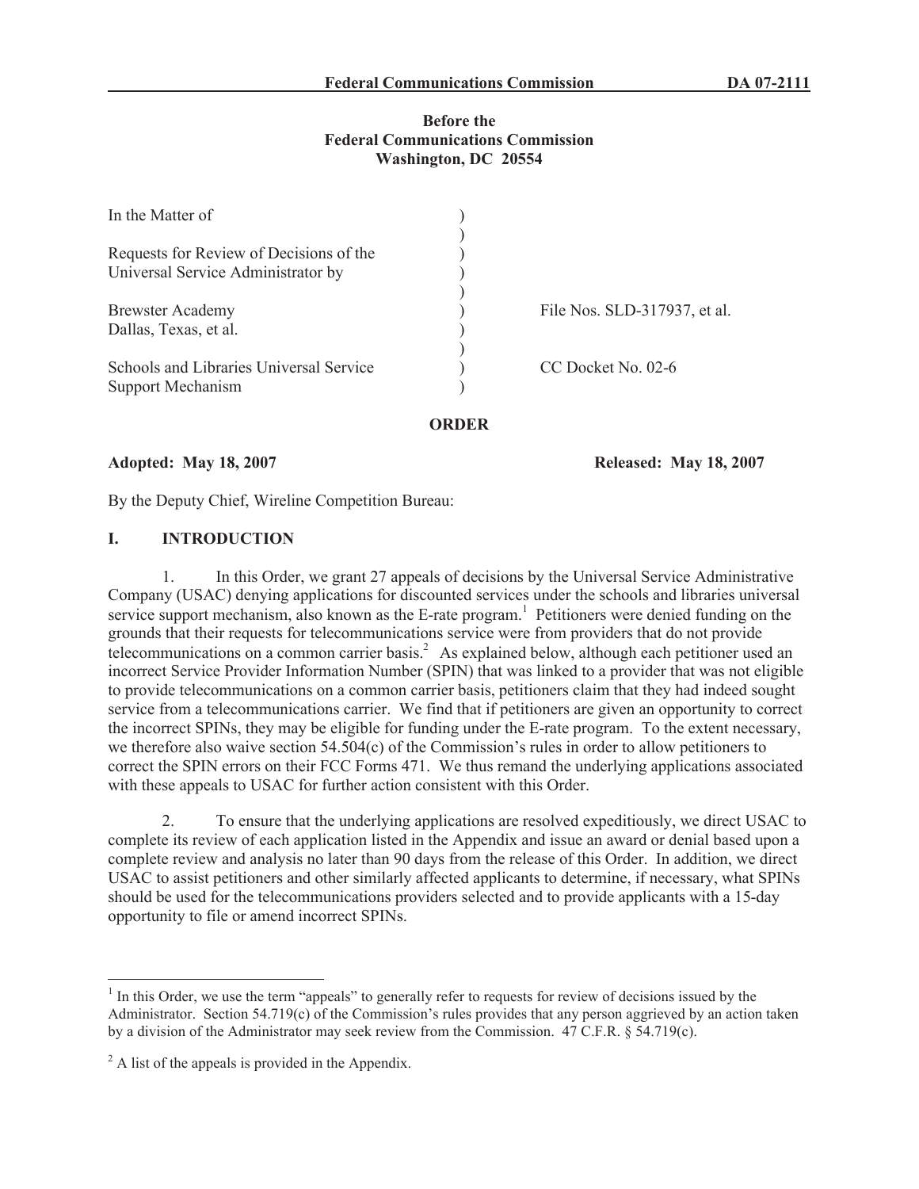**Federal Communications Commission DA 07-2111**

**Before the**
**Federal Communications Commission**
**Washington, DC 20554**

| | | |
|---|---|---|
| In the Matter of | ) | |
| | ) | |
| Requests for Review of Decisions of the Universal Service Administrator by | ) | |
| | ) | |
| Brewster Academy Dallas, Texas, et al. | ) | File Nos. SLD-317937, et al. |
| | ) | |
| Schools and Libraries Universal Service Support Mechanism | ) | CC Docket No. 02-6 |

**ORDER**

**Adopted: May 18, 2007** **Released: May 18, 2007**

By the Deputy Chief, Wireline Competition Bureau:

## I. INTRODUCTION

1. In this Order, we grant 27 appeals of decisions by the Universal Service Administrative Company (USAC) denying applications for discounted services under the schools and libraries universal service support mechanism, also known as the E-rate program.[1] Petitioners were denied funding on the grounds that their requests for telecommunications service were from providers that do not provide telecommunications on a common carrier basis.[2] As explained below, although each petitioner used an incorrect Service Provider Information Number (SPIN) that was linked to a provider that was not eligible to provide telecommunications on a common carrier basis, petitioners claim that they had indeed sought service from a telecommunications carrier. We find that if petitioners are given an opportunity to correct the incorrect SPINs, they may be eligible for funding under the E-rate program. To the extent necessary, we therefore also waive section 54.504(c) of the Commission's rules in order to allow petitioners to correct the SPIN errors on their FCC Forms 471. We thus remand the underlying applications associated with these appeals to USAC for further action consistent with this Order.

2. To ensure that the underlying applications are resolved expeditiously, we direct USAC to complete its review of each application listed in the Appendix and issue an award or denial based upon a complete review and analysis no later than 90 days from the release of this Order. In addition, we direct USAC to assist petitioners and other similarly affected applicants to determine, if necessary, what SPINs should be used for the telecommunications providers selected and to provide applicants with a 15-day opportunity to file or amend incorrect SPINs.

---

[1] In this Order, we use the term "appeals" to generally refer to requests for review of decisions issued by the Administrator. Section 54.719(c) of the Commission's rules provides that any person aggrieved by an action taken by a division of the Administrator may seek review from the Commission. 47 C.F.R. § 54.719(c).

[2] A list of the appeals is provided in the Appendix.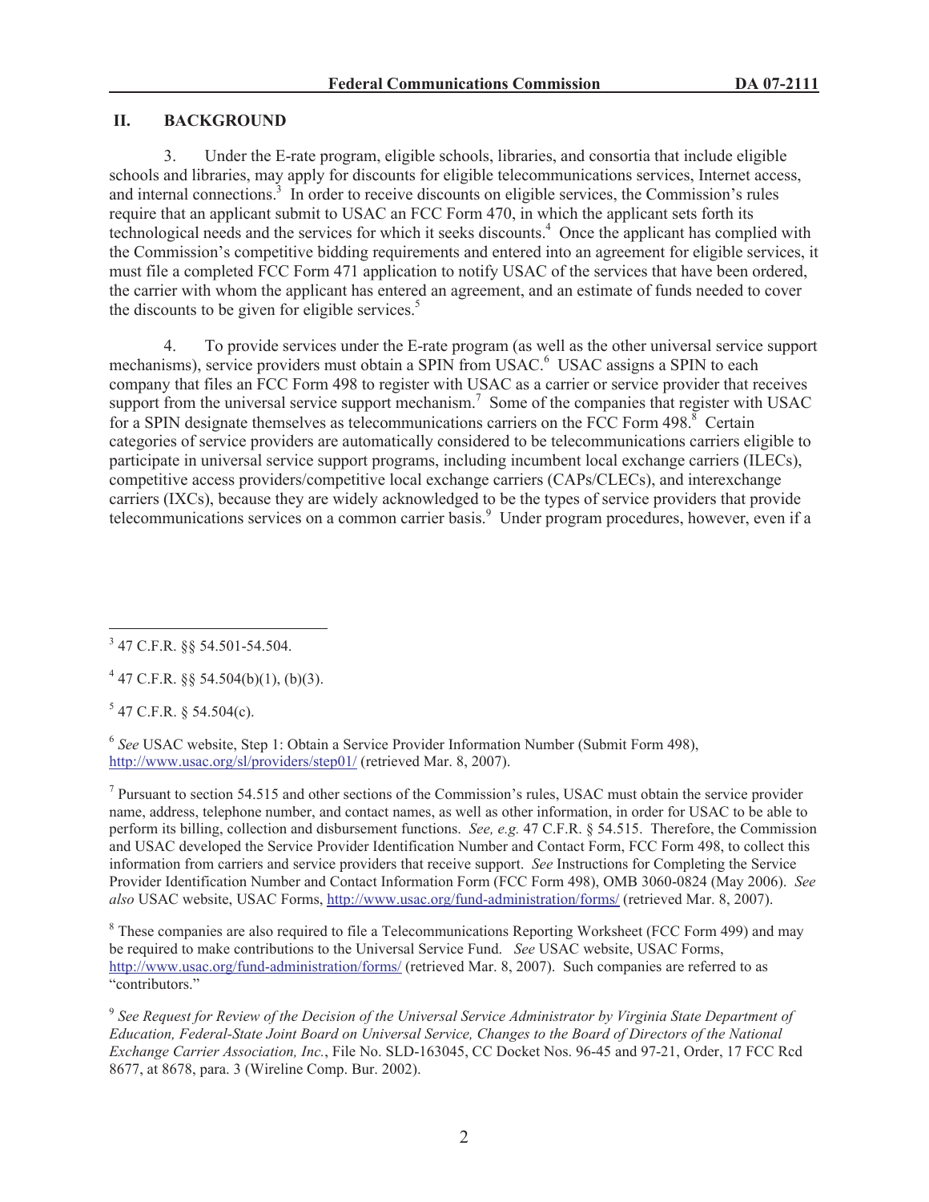## II. BACKGROUND

3. Under the E-rate program, eligible schools, libraries, and consortia that include eligible schools and libraries, may apply for discounts for eligible telecommunications services, Internet access, and internal connections.[3] In order to receive discounts on eligible services, the Commission's rules require that an applicant submit to USAC an FCC Form 470, in which the applicant sets forth its technological needs and the services for which it seeks discounts.[4] Once the applicant has complied with the Commission's competitive bidding requirements and entered into an agreement for eligible services, it must file a completed FCC Form 471 application to notify USAC of the services that have been ordered, the carrier with whom the applicant has entered an agreement, and an estimate of funds needed to cover the discounts to be given for eligible services.[5]

4. To provide services under the E-rate program (as well as the other universal service support mechanisms), service providers must obtain a SPIN from USAC.[6] USAC assigns a SPIN to each company that files an FCC Form 498 to register with USAC as a carrier or service provider that receives support from the universal service support mechanism.[7] Some of the companies that register with USAC for a SPIN designate themselves as telecommunications carriers on the FCC Form 498.[8] Certain categories of service providers are automatically considered to be telecommunications carriers eligible to participate in universal service support programs, including incumbent local exchange carriers (ILECs), competitive access providers/competitive local exchange carriers (CAPs/CLECs), and interexchange carriers (IXCs), because they are widely acknowledged to be the types of service providers that provide telecommunications services on a common carrier basis.[9] Under program procedures, however, even if a

---

[3] 47 C.F.R. §§ 54.501-54.504.

[4] 47 C.F.R. §§ 54.504(b)(1), (b)(3).

[5] 47 C.F.R. § 54.504(c).

[6] *See* USAC website, Step 1: Obtain a Service Provider Information Number (Submit Form 498), http://www.usac.org/sl/providers/step01/ (retrieved Mar. 8, 2007).

[7] Pursuant to section 54.515 and other sections of the Commission's rules, USAC must obtain the service provider name, address, telephone number, and contact names, as well as other information, in order for USAC to be able to perform its billing, collection and disbursement functions. *See, e.g.* 47 C.F.R. § 54.515. Therefore, the Commission and USAC developed the Service Provider Identification Number and Contact Form, FCC Form 498, to collect this information from carriers and service providers that receive support. *See* Instructions for Completing the Service Provider Identification Number and Contact Information Form (FCC Form 498), OMB 3060-0824 (May 2006). *See also* USAC website, USAC Forms, http://www.usac.org/fund-administration/forms/ (retrieved Mar. 8, 2007).

[8] These companies are also required to file a Telecommunications Reporting Worksheet (FCC Form 499) and may be required to make contributions to the Universal Service Fund. *See* USAC website, USAC Forms, http://www.usac.org/fund-administration/forms/ (retrieved Mar. 8, 2007). Such companies are referred to as "contributors."

[9] *See Request for Review of the Decision of the Universal Service Administrator by Virginia State Department of Education, Federal-State Joint Board on Universal Service, Changes to the Board of Directors of the National Exchange Carrier Association, Inc.*, File No. SLD-163045, CC Docket Nos. 96-45 and 97-21, Order, 17 FCC Rcd 8677, at 8678, para. 3 (Wireline Comp. Bur. 2002).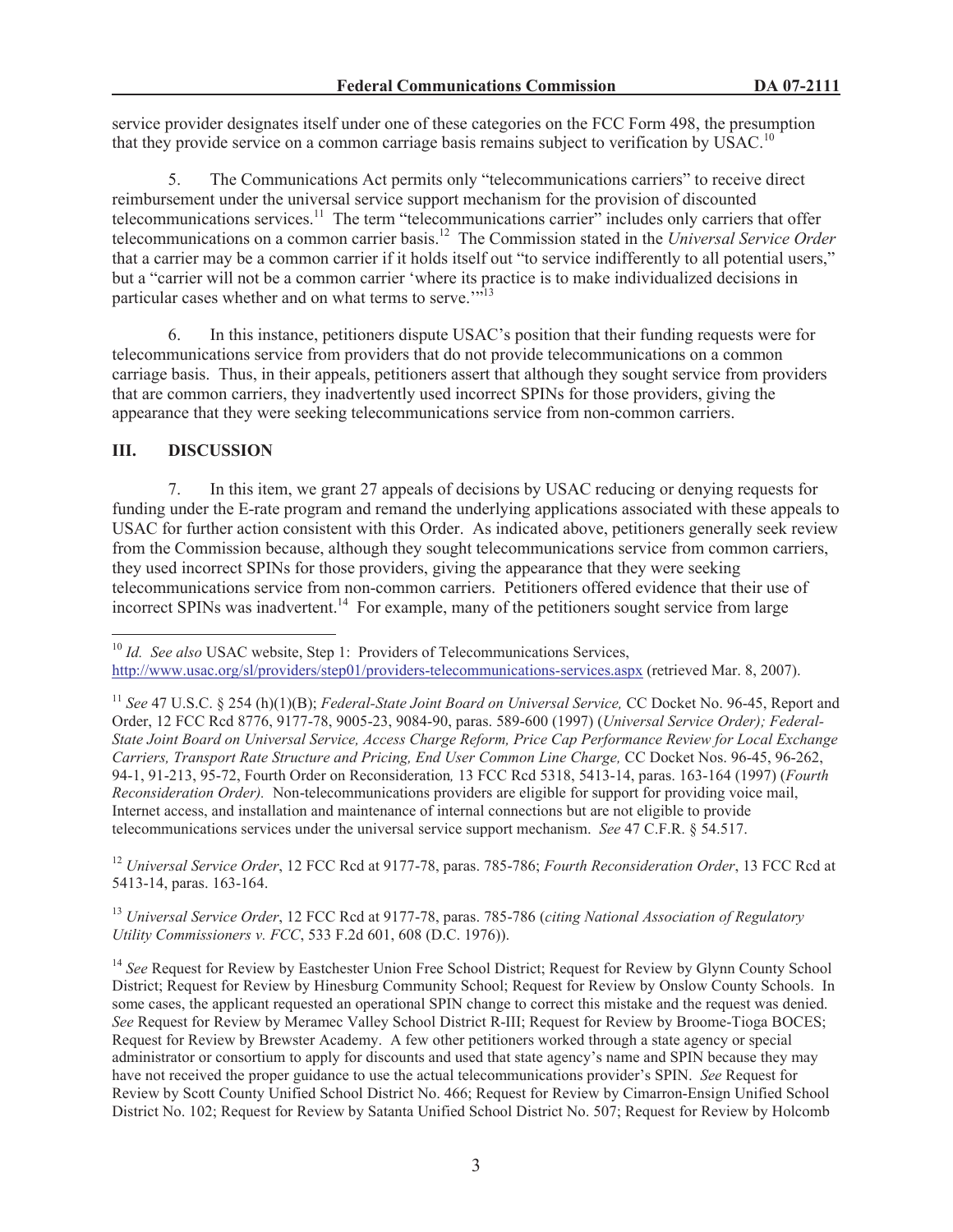service provider designates itself under one of these categories on the FCC Form 498, the presumption that they provide service on a common carriage basis remains subject to verification by USAC.[10]

5. The Communications Act permits only "telecommunications carriers" to receive direct reimbursement under the universal service support mechanism for the provision of discounted telecommunications services.[11] The term "telecommunications carrier" includes only carriers that offer telecommunications on a common carrier basis.[12] The Commission stated in the *Universal Service Order* that a carrier may be a common carrier if it holds itself out "to service indifferently to all potential users," but a "carrier will not be a common carrier 'where its practice is to make individualized decisions in particular cases whether and on what terms to serve.'"[13]

6. In this instance, petitioners dispute USAC's position that their funding requests were for telecommunications service from providers that do not provide telecommunications on a common carriage basis. Thus, in their appeals, petitioners assert that although they sought service from providers that are common carriers, they inadvertently used incorrect SPINs for those providers, giving the appearance that they were seeking telecommunications service from non-common carriers.

## III. DISCUSSION

7. In this item, we grant 27 appeals of decisions by USAC reducing or denying requests for funding under the E-rate program and remand the underlying applications associated with these appeals to USAC for further action consistent with this Order. As indicated above, petitioners generally seek review from the Commission because, although they sought telecommunications service from common carriers, they used incorrect SPINs for those providers, giving the appearance that they were seeking telecommunications service from non-common carriers. Petitioners offered evidence that their use of incorrect SPINs was inadvertent.[14] For example, many of the petitioners sought service from large

---

[10] *Id. See also* USAC website, Step 1: Providers of Telecommunications Services, http://www.usac.org/sl/providers/step01/providers-telecommunications-services.aspx (retrieved Mar. 8, 2007).

[11] *See* 47 U.S.C. § 254 (h)(1)(B); *Federal-State Joint Board on Universal Service,* CC Docket No. 96-45, Report and Order, 12 FCC Rcd 8776, 9177-78, 9005-23, 9084-90, paras. 589-600 (1997) (*Universal Service Order); Federal-State Joint Board on Universal Service, Access Charge Reform, Price Cap Performance Review for Local Exchange Carriers, Transport Rate Structure and Pricing, End User Common Line Charge,* CC Docket Nos. 96-45, 96-262, 94-1, 91-213, 95-72, Fourth Order on Reconsideration*,* 13 FCC Rcd 5318, 5413-14, paras. 163-164 (1997) (*Fourth Reconsideration Order).* Non-telecommunications providers are eligible for support for providing voice mail, Internet access, and installation and maintenance of internal connections but are not eligible to provide telecommunications services under the universal service support mechanism. *See* 47 C.F.R. § 54.517.

[12] *Universal Service Order*, 12 FCC Rcd at 9177-78, paras. 785-786; *Fourth Reconsideration Order*, 13 FCC Rcd at 5413-14, paras. 163-164.

[13] *Universal Service Order*, 12 FCC Rcd at 9177-78, paras. 785-786 (*citing National Association of Regulatory Utility Commissioners v. FCC*, 533 F.2d 601, 608 (D.C. 1976)).

[14] *See* Request for Review by Eastchester Union Free School District; Request for Review by Glynn County School District; Request for Review by Hinesburg Community School; Request for Review by Onslow County Schools. In some cases, the applicant requested an operational SPIN change to correct this mistake and the request was denied. *See* Request for Review by Meramec Valley School District R-III; Request for Review by Broome-Tioga BOCES; Request for Review by Brewster Academy. A few other petitioners worked through a state agency or special administrator or consortium to apply for discounts and used that state agency's name and SPIN because they may have not received the proper guidance to use the actual telecommunications provider's SPIN. *See* Request for Review by Scott County Unified School District No. 466; Request for Review by Cimarron-Ensign Unified School District No. 102; Request for Review by Satanta Unified School District No. 507; Request for Review by Holcomb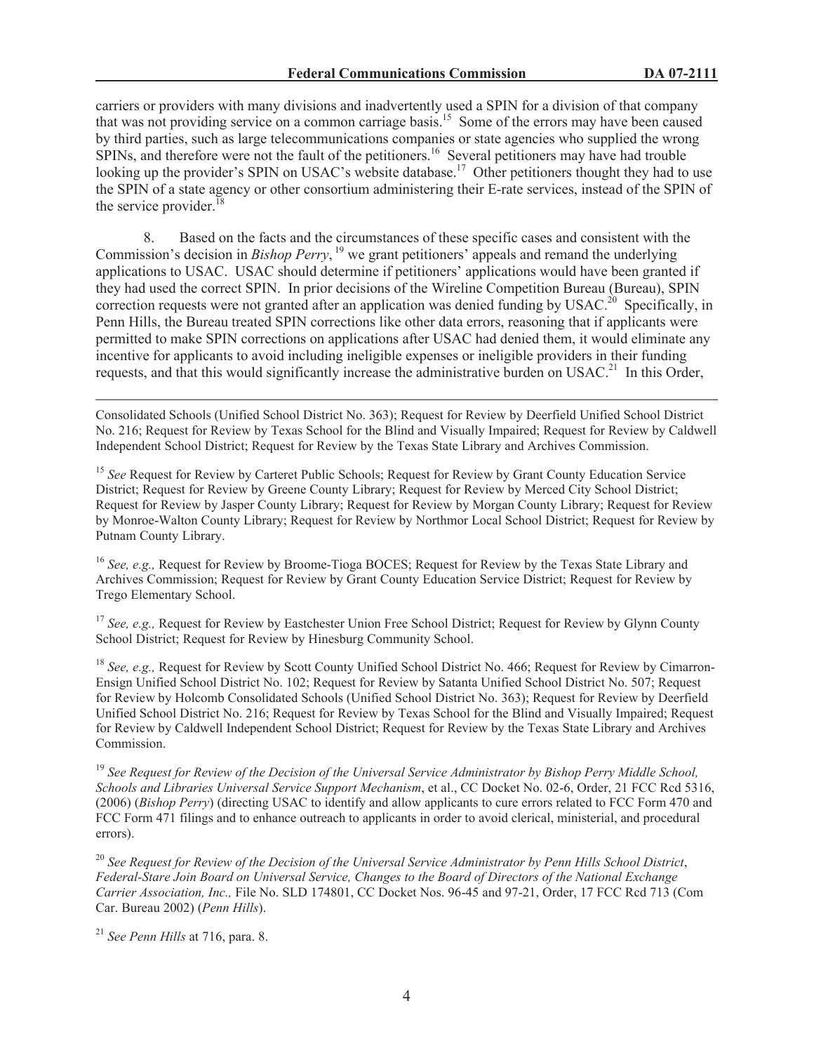carriers or providers with many divisions and inadvertently used a SPIN for a division of that company that was not providing service on a common carriage basis.[15] Some of the errors may have been caused by third parties, such as large telecommunications companies or state agencies who supplied the wrong SPINs, and therefore were not the fault of the petitioners.[16] Several petitioners may have had trouble looking up the provider's SPIN on USAC's website database.[17] Other petitioners thought they had to use the SPIN of a state agency or other consortium administering their E-rate services, instead of the SPIN of the service provider.[18]

8. Based on the facts and the circumstances of these specific cases and consistent with the Commission's decision in *Bishop Perry*,[19] we grant petitioners' appeals and remand the underlying applications to USAC. USAC should determine if petitioners' applications would have been granted if they had used the correct SPIN. In prior decisions of the Wireline Competition Bureau (Bureau), SPIN correction requests were not granted after an application was denied funding by USAC.[20] Specifically, in Penn Hills, the Bureau treated SPIN corrections like other data errors, reasoning that if applicants were permitted to make SPIN corrections on applications after USAC had denied them, it would eliminate any incentive for applicants to avoid including ineligible expenses or ineligible providers in their funding requests, and that this would significantly increase the administrative burden on USAC.[21] In this Order,

---

Consolidated Schools (Unified School District No. 363); Request for Review by Deerfield Unified School District No. 216; Request for Review by Texas School for the Blind and Visually Impaired; Request for Review by Caldwell Independent School District; Request for Review by the Texas State Library and Archives Commission.

[15] *See* Request for Review by Carteret Public Schools; Request for Review by Grant County Education Service District; Request for Review by Greene County Library; Request for Review by Merced City School District; Request for Review by Jasper County Library; Request for Review by Morgan County Library; Request for Review by Monroe-Walton County Library; Request for Review by Northmor Local School District; Request for Review by Putnam County Library.

[16] *See, e.g.,* Request for Review by Broome-Tioga BOCES; Request for Review by the Texas State Library and Archives Commission; Request for Review by Grant County Education Service District; Request for Review by Trego Elementary School.

[17] *See, e.g.,* Request for Review by Eastchester Union Free School District; Request for Review by Glynn County School District; Request for Review by Hinesburg Community School.

[18] *See, e.g.,* Request for Review by Scott County Unified School District No. 466; Request for Review by Cimarron-Ensign Unified School District No. 102; Request for Review by Satanta Unified School District No. 507; Request for Review by Holcomb Consolidated Schools (Unified School District No. 363); Request for Review by Deerfield Unified School District No. 216; Request for Review by Texas School for the Blind and Visually Impaired; Request for Review by Caldwell Independent School District; Request for Review by the Texas State Library and Archives Commission.

[19] *See Request for Review of the Decision of the Universal Service Administrator by Bishop Perry Middle School, Schools and Libraries Universal Service Support Mechanism*, et al., CC Docket No. 02-6, Order, 21 FCC Rcd 5316, (2006) (*Bishop Perry*) (directing USAC to identify and allow applicants to cure errors related to FCC Form 470 and FCC Form 471 filings and to enhance outreach to applicants in order to avoid clerical, ministerial, and procedural errors).

[20] *See Request for Review of the Decision of the Universal Service Administrator by Penn Hills School District*, *Federal-Stare Join Board on Universal Service, Changes to the Board of Directors of the National Exchange Carrier Association, Inc.,* File No. SLD 174801, CC Docket Nos. 96-45 and 97-21, Order, 17 FCC Rcd 713 (Com Car. Bureau 2002) (*Penn Hills*).

[21] *See Penn Hills* at 716, para. 8.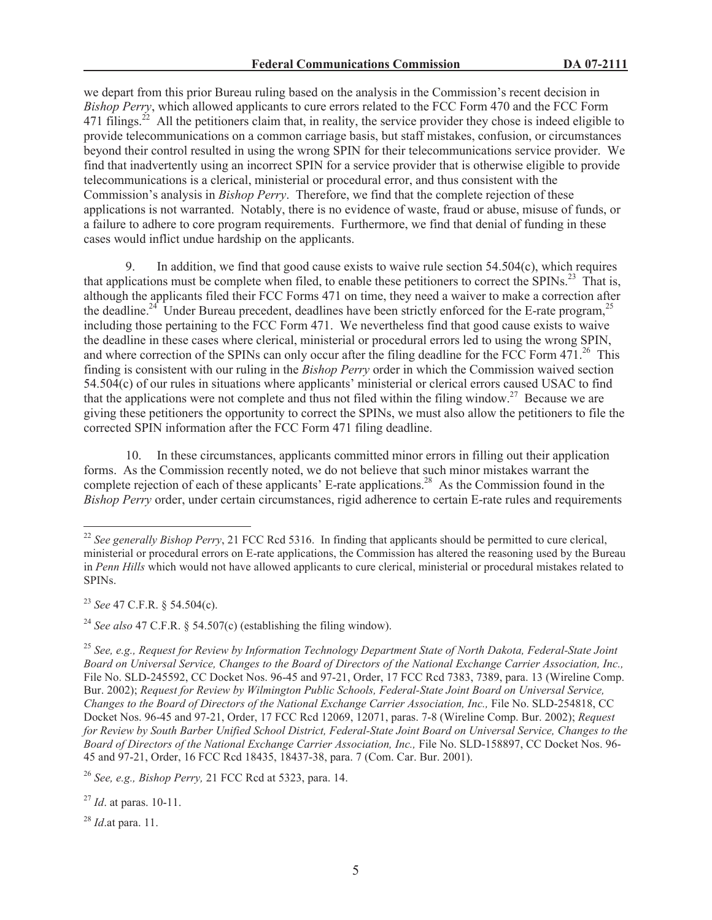we depart from this prior Bureau ruling based on the analysis in the Commission's recent decision in *Bishop Perry*, which allowed applicants to cure errors related to the FCC Form 470 and the FCC Form 471 filings.[22] All the petitioners claim that, in reality, the service provider they chose is indeed eligible to provide telecommunications on a common carriage basis, but staff mistakes, confusion, or circumstances beyond their control resulted in using the wrong SPIN for their telecommunications service provider. We find that inadvertently using an incorrect SPIN for a service provider that is otherwise eligible to provide telecommunications is a clerical, ministerial or procedural error, and thus consistent with the Commission's analysis in *Bishop Perry*. Therefore, we find that the complete rejection of these applications is not warranted. Notably, there is no evidence of waste, fraud or abuse, misuse of funds, or a failure to adhere to core program requirements. Furthermore, we find that denial of funding in these cases would inflict undue hardship on the applicants.

9. In addition, we find that good cause exists to waive rule section 54.504(c), which requires that applications must be complete when filed, to enable these petitioners to correct the SPINs.[23] That is, although the applicants filed their FCC Forms 471 on time, they need a waiver to make a correction after the deadline.[24] Under Bureau precedent, deadlines have been strictly enforced for the E-rate program,[25] including those pertaining to the FCC Form 471. We nevertheless find that good cause exists to waive the deadline in these cases where clerical, ministerial or procedural errors led to using the wrong SPIN, and where correction of the SPINs can only occur after the filing deadline for the FCC Form 471.[26] This finding is consistent with our ruling in the *Bishop Perry* order in which the Commission waived section 54.504(c) of our rules in situations where applicants' ministerial or clerical errors caused USAC to find that the applications were not complete and thus not filed within the filing window.[27] Because we are giving these petitioners the opportunity to correct the SPINs, we must also allow the petitioners to file the corrected SPIN information after the FCC Form 471 filing deadline.

10. In these circumstances, applicants committed minor errors in filling out their application forms. As the Commission recently noted, we do not believe that such minor mistakes warrant the complete rejection of each of these applicants' E-rate applications.[28] As the Commission found in the *Bishop Perry* order, under certain circumstances, rigid adherence to certain E-rate rules and requirements

---

[22] *See generally Bishop Perry*, 21 FCC Rcd 5316. In finding that applicants should be permitted to cure clerical, ministerial or procedural errors on E-rate applications, the Commission has altered the reasoning used by the Bureau in *Penn Hills* which would not have allowed applicants to cure clerical, ministerial or procedural mistakes related to SPINs.

[23] *See* 47 C.F.R. § 54.504(c).

[24] *See also* 47 C.F.R. § 54.507(c) (establishing the filing window).

[25] *See, e.g., Request for Review by Information Technology Department State of North Dakota, Federal-State Joint Board on Universal Service, Changes to the Board of Directors of the National Exchange Carrier Association, Inc.,* File No. SLD-245592, CC Docket Nos. 96-45 and 97-21, Order, 17 FCC Rcd 7383, 7389, para. 13 (Wireline Comp. Bur. 2002); *Request for Review by Wilmington Public Schools, Federal-State Joint Board on Universal Service, Changes to the Board of Directors of the National Exchange Carrier Association, Inc.,* File No. SLD-254818, CC Docket Nos. 96-45 and 97-21, Order, 17 FCC Rcd 12069, 12071, paras. 7-8 (Wireline Comp. Bur. 2002); *Request for Review by South Barber Unified School District, Federal-State Joint Board on Universal Service, Changes to the Board of Directors of the National Exchange Carrier Association, Inc.,* File No. SLD-158897, CC Docket Nos. 96-45 and 97-21, Order, 16 FCC Rcd 18435, 18437-38, para. 7 (Com. Car. Bur. 2001).

[26] *See, e.g., Bishop Perry,* 21 FCC Rcd at 5323, para. 14.

[27] *Id*. at paras. 10-11.

[28] *Id*.at para. 11.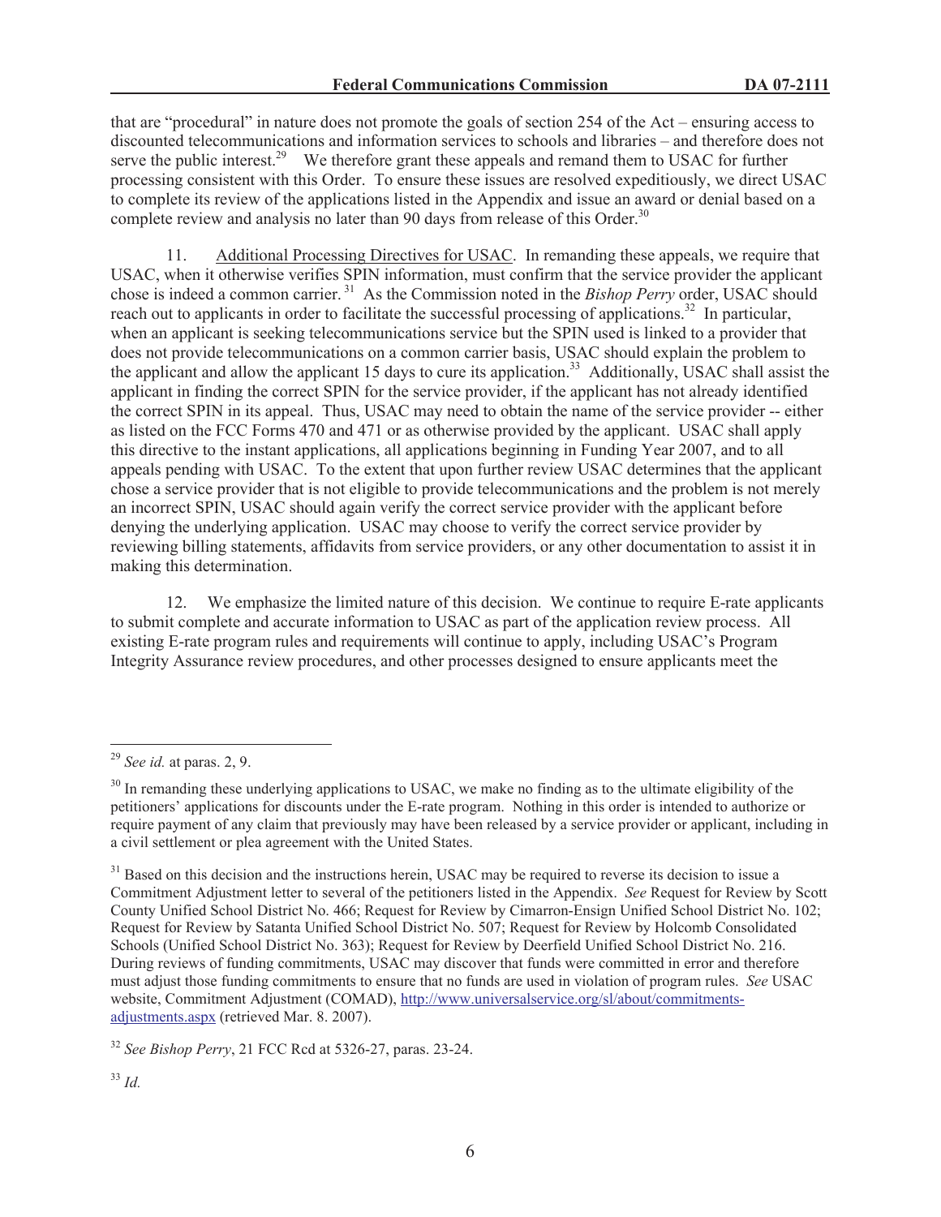that are "procedural" in nature does not promote the goals of section 254 of the Act – ensuring access to discounted telecommunications and information services to schools and libraries – and therefore does not serve the public interest.[29] We therefore grant these appeals and remand them to USAC for further processing consistent with this Order. To ensure these issues are resolved expeditiously, we direct USAC to complete its review of the applications listed in the Appendix and issue an award or denial based on a complete review and analysis no later than 90 days from release of this Order.[30]

11. Additional Processing Directives for USAC. In remanding these appeals, we require that USAC, when it otherwise verifies SPIN information, must confirm that the service provider the applicant chose is indeed a common carrier.[31] As the Commission noted in the *Bishop Perry* order, USAC should reach out to applicants in order to facilitate the successful processing of applications.[32] In particular, when an applicant is seeking telecommunications service but the SPIN used is linked to a provider that does not provide telecommunications on a common carrier basis, USAC should explain the problem to the applicant and allow the applicant 15 days to cure its application.[33] Additionally, USAC shall assist the applicant in finding the correct SPIN for the service provider, if the applicant has not already identified the correct SPIN in its appeal. Thus, USAC may need to obtain the name of the service provider -- either as listed on the FCC Forms 470 and 471 or as otherwise provided by the applicant. USAC shall apply this directive to the instant applications, all applications beginning in Funding Year 2007, and to all appeals pending with USAC. To the extent that upon further review USAC determines that the applicant chose a service provider that is not eligible to provide telecommunications and the problem is not merely an incorrect SPIN, USAC should again verify the correct service provider with the applicant before denying the underlying application. USAC may choose to verify the correct service provider by reviewing billing statements, affidavits from service providers, or any other documentation to assist it in making this determination.

12. We emphasize the limited nature of this decision. We continue to require E-rate applicants to submit complete and accurate information to USAC as part of the application review process. All existing E-rate program rules and requirements will continue to apply, including USAC's Program Integrity Assurance review procedures, and other processes designed to ensure applicants meet the

---

[29] *See id.* at paras. 2, 9.

[30] In remanding these underlying applications to USAC, we make no finding as to the ultimate eligibility of the petitioners' applications for discounts under the E-rate program. Nothing in this order is intended to authorize or require payment of any claim that previously may have been released by a service provider or applicant, including in a civil settlement or plea agreement with the United States.

[31] Based on this decision and the instructions herein, USAC may be required to reverse its decision to issue a Commitment Adjustment letter to several of the petitioners listed in the Appendix. *See* Request for Review by Scott County Unified School District No. 466; Request for Review by Cimarron-Ensign Unified School District No. 102; Request for Review by Satanta Unified School District No. 507; Request for Review by Holcomb Consolidated Schools (Unified School District No. 363); Request for Review by Deerfield Unified School District No. 216. During reviews of funding commitments, USAC may discover that funds were committed in error and therefore must adjust those funding commitments to ensure that no funds are used in violation of program rules. *See* USAC website, Commitment Adjustment (COMAD), http://www.universalservice.org/sl/about/commitments-adjustments.aspx (retrieved Mar. 8. 2007).

[32] *See Bishop Perry*, 21 FCC Rcd at 5326-27, paras. 23-24.

[33] *Id.*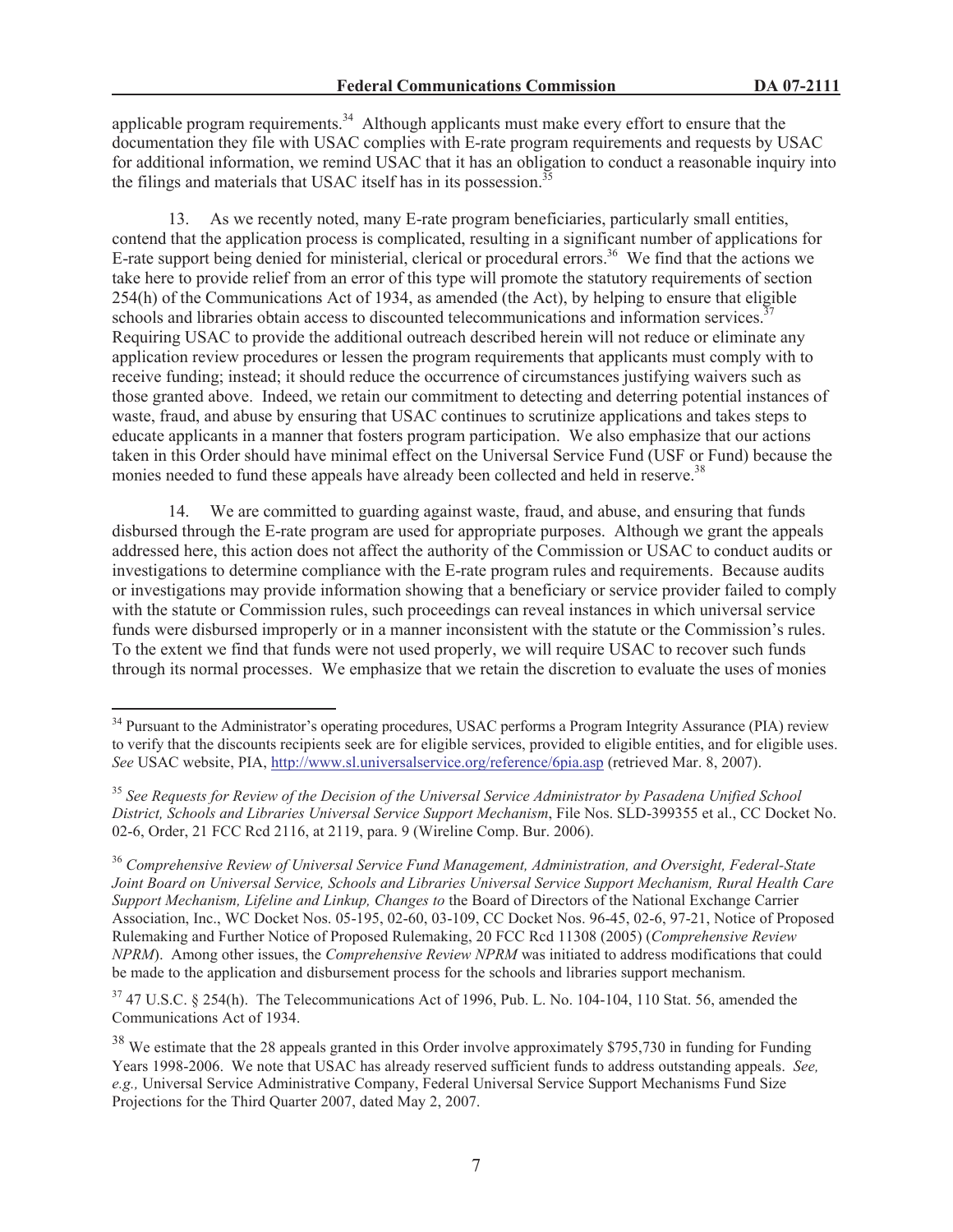applicable program requirements.[34] Although applicants must make every effort to ensure that the documentation they file with USAC complies with E-rate program requirements and requests by USAC for additional information, we remind USAC that it has an obligation to conduct a reasonable inquiry into the filings and materials that USAC itself has in its possession.[35]

13. As we recently noted, many E-rate program beneficiaries, particularly small entities, contend that the application process is complicated, resulting in a significant number of applications for E-rate support being denied for ministerial, clerical or procedural errors.[36] We find that the actions we take here to provide relief from an error of this type will promote the statutory requirements of section 254(h) of the Communications Act of 1934, as amended (the Act), by helping to ensure that eligible schools and libraries obtain access to discounted telecommunications and information services.[37] Requiring USAC to provide the additional outreach described herein will not reduce or eliminate any application review procedures or lessen the program requirements that applicants must comply with to receive funding; instead; it should reduce the occurrence of circumstances justifying waivers such as those granted above. Indeed, we retain our commitment to detecting and deterring potential instances of waste, fraud, and abuse by ensuring that USAC continues to scrutinize applications and takes steps to educate applicants in a manner that fosters program participation. We also emphasize that our actions taken in this Order should have minimal effect on the Universal Service Fund (USF or Fund) because the monies needed to fund these appeals have already been collected and held in reserve.[38]

14. We are committed to guarding against waste, fraud, and abuse, and ensuring that funds disbursed through the E-rate program are used for appropriate purposes. Although we grant the appeals addressed here, this action does not affect the authority of the Commission or USAC to conduct audits or investigations to determine compliance with the E-rate program rules and requirements. Because audits or investigations may provide information showing that a beneficiary or service provider failed to comply with the statute or Commission rules, such proceedings can reveal instances in which universal service funds were disbursed improperly or in a manner inconsistent with the statute or the Commission's rules. To the extent we find that funds were not used properly, we will require USAC to recover such funds through its normal processes. We emphasize that we retain the discretion to evaluate the uses of monies

---

[34] Pursuant to the Administrator's operating procedures, USAC performs a Program Integrity Assurance (PIA) review to verify that the discounts recipients seek are for eligible services, provided to eligible entities, and for eligible uses. *See* USAC website, PIA, http://www.sl.universalservice.org/reference/6pia.asp (retrieved Mar. 8, 2007).

[35] *See Requests for Review of the Decision of the Universal Service Administrator by Pasadena Unified School District, Schools and Libraries Universal Service Support Mechanism*, File Nos. SLD-399355 et al., CC Docket No. 02-6, Order, 21 FCC Rcd 2116, at 2119, para. 9 (Wireline Comp. Bur. 2006).

[36] *Comprehensive Review of Universal Service Fund Management, Administration, and Oversight, Federal-State Joint Board on Universal Service, Schools and Libraries Universal Service Support Mechanism, Rural Health Care Support Mechanism, Lifeline and Linkup, Changes to* the Board of Directors of the National Exchange Carrier Association, Inc., WC Docket Nos. 05-195, 02-60, 03-109, CC Docket Nos. 96-45, 02-6, 97-21, Notice of Proposed Rulemaking and Further Notice of Proposed Rulemaking, 20 FCC Rcd 11308 (2005) (*Comprehensive Review NPRM*). Among other issues, the *Comprehensive Review NPRM* was initiated to address modifications that could be made to the application and disbursement process for the schools and libraries support mechanism.

[37] 47 U.S.C. § 254(h). The Telecommunications Act of 1996, Pub. L. No. 104-104, 110 Stat. 56, amended the Communications Act of 1934.

[38] We estimate that the 28 appeals granted in this Order involve approximately $795,730 in funding for Funding Years 1998-2006. We note that USAC has already reserved sufficient funds to address outstanding appeals. *See, e.g.,* Universal Service Administrative Company, Federal Universal Service Support Mechanisms Fund Size Projections for the Third Quarter 2007, dated May 2, 2007.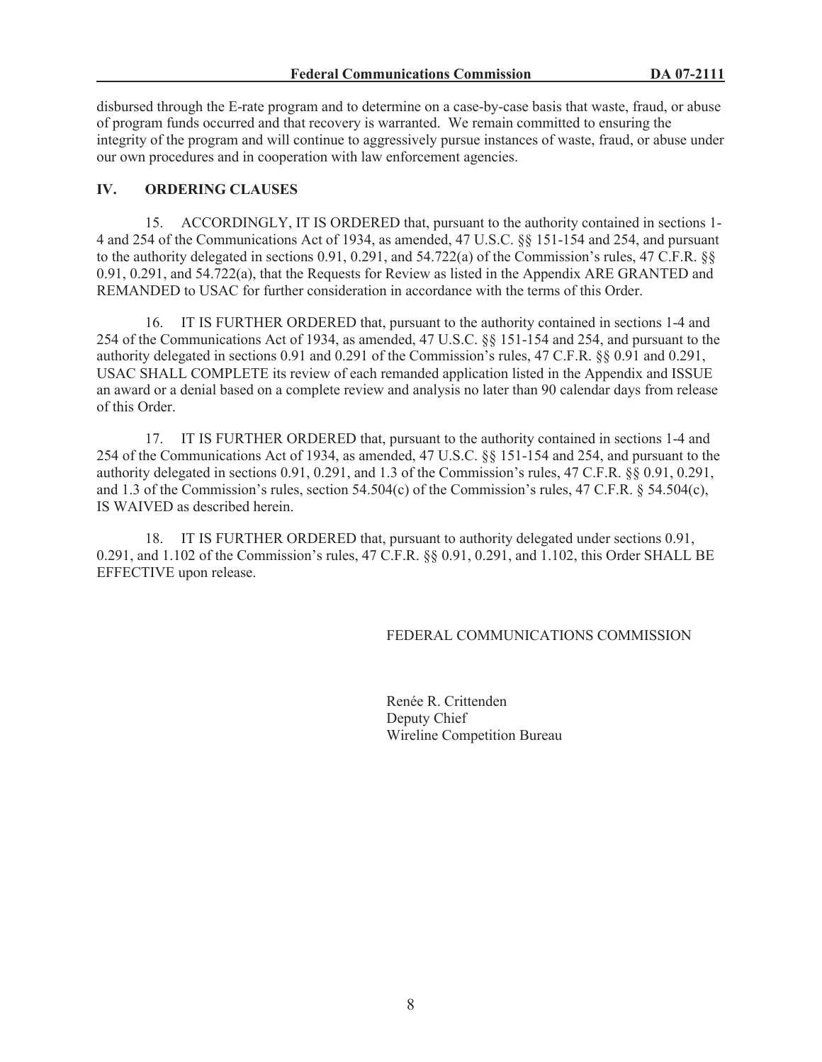disbursed through the E-rate program and to determine on a case-by-case basis that waste, fraud, or abuse of program funds occurred and that recovery is warranted. We remain committed to ensuring the integrity of the program and will continue to aggressively pursue instances of waste, fraud, or abuse under our own procedures and in cooperation with law enforcement agencies.

## IV. ORDERING CLAUSES

15. ACCORDINGLY, IT IS ORDERED that, pursuant to the authority contained in sections 1-4 and 254 of the Communications Act of 1934, as amended, 47 U.S.C. §§ 151-154 and 254, and pursuant to the authority delegated in sections 0.91, 0.291, and 54.722(a) of the Commission's rules, 47 C.F.R. §§ 0.91, 0.291, and 54.722(a), that the Requests for Review as listed in the Appendix ARE GRANTED and REMANDED to USAC for further consideration in accordance with the terms of this Order.

16. IT IS FURTHER ORDERED that, pursuant to the authority contained in sections 1-4 and 254 of the Communications Act of 1934, as amended, 47 U.S.C. §§ 151-154 and 254, and pursuant to the authority delegated in sections 0.91 and 0.291 of the Commission's rules, 47 C.F.R. §§ 0.91 and 0.291, USAC SHALL COMPLETE its review of each remanded application listed in the Appendix and ISSUE an award or a denial based on a complete review and analysis no later than 90 calendar days from release of this Order.

17. IT IS FURTHER ORDERED that, pursuant to the authority contained in sections 1-4 and 254 of the Communications Act of 1934, as amended, 47 U.S.C. §§ 151-154 and 254, and pursuant to the authority delegated in sections 0.91, 0.291, and 1.3 of the Commission's rules, 47 C.F.R. §§ 0.91, 0.291, and 1.3 of the Commission's rules, section 54.504(c) of the Commission's rules, 47 C.F.R. § 54.504(c), IS WAIVED as described herein.

18. IT IS FURTHER ORDERED that, pursuant to authority delegated under sections 0.91, 0.291, and 1.102 of the Commission's rules, 47 C.F.R. §§ 0.91, 0.291, and 1.102, this Order SHALL BE EFFECTIVE upon release.

FEDERAL COMMUNICATIONS COMMISSION

Renée R. Crittenden
Deputy Chief
Wireline Competition Bureau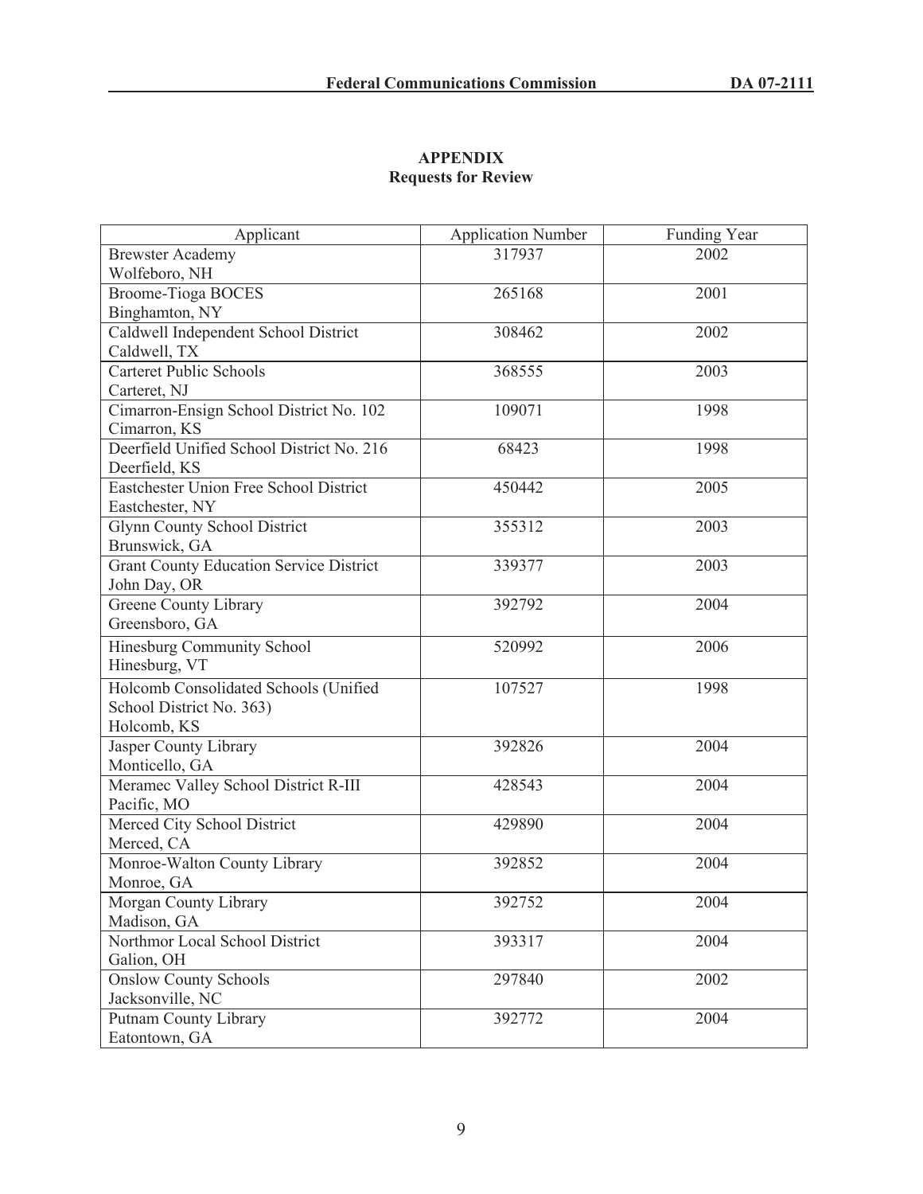## APPENDIX
### Requests for Review

| Applicant | Application Number | Funding Year |
|---|---|---|
| Brewster Academy<br>Wolfeboro, NH | 317937 | 2002 |
| Broome-Tioga BOCES<br>Binghamton, NY | 265168 | 2001 |
| Caldwell Independent School District<br>Caldwell, TX | 308462 | 2002 |
| Carteret Public Schools<br>Carteret, NJ | 368555 | 2003 |
| Cimarron-Ensign School District No. 102<br>Cimarron, KS | 109071 | 1998 |
| Deerfield Unified School District No. 216<br>Deerfield, KS | 68423 | 1998 |
| Eastchester Union Free School District<br>Eastchester, NY | 450442 | 2005 |
| Glynn County School District<br>Brunswick, GA | 355312 | 2003 |
| Grant County Education Service District<br>John Day, OR | 339377 | 2003 |
| Greene County Library<br>Greensboro, GA | 392792 | 2004 |
| Hinesburg Community School<br>Hinesburg, VT | 520992 | 2006 |
| Holcomb Consolidated Schools (Unified School District No. 363)<br>Holcomb, KS | 107527 | 1998 |
| Jasper County Library<br>Monticello, GA | 392826 | 2004 |
| Meramec Valley School District R-III<br>Pacific, MO | 428543 | 2004 |
| Merced City School District<br>Merced, CA | 429890 | 2004 |
| Monroe-Walton County Library<br>Monroe, GA | 392852 | 2004 |
| Morgan County Library<br>Madison, GA | 392752 | 2004 |
| Northmor Local School District<br>Galion, OH | 393317 | 2004 |
| Onslow County Schools<br>Jacksonville, NC | 297840 | 2002 |
| Putnam County Library<br>Eatontown, GA | 392772 | 2004 |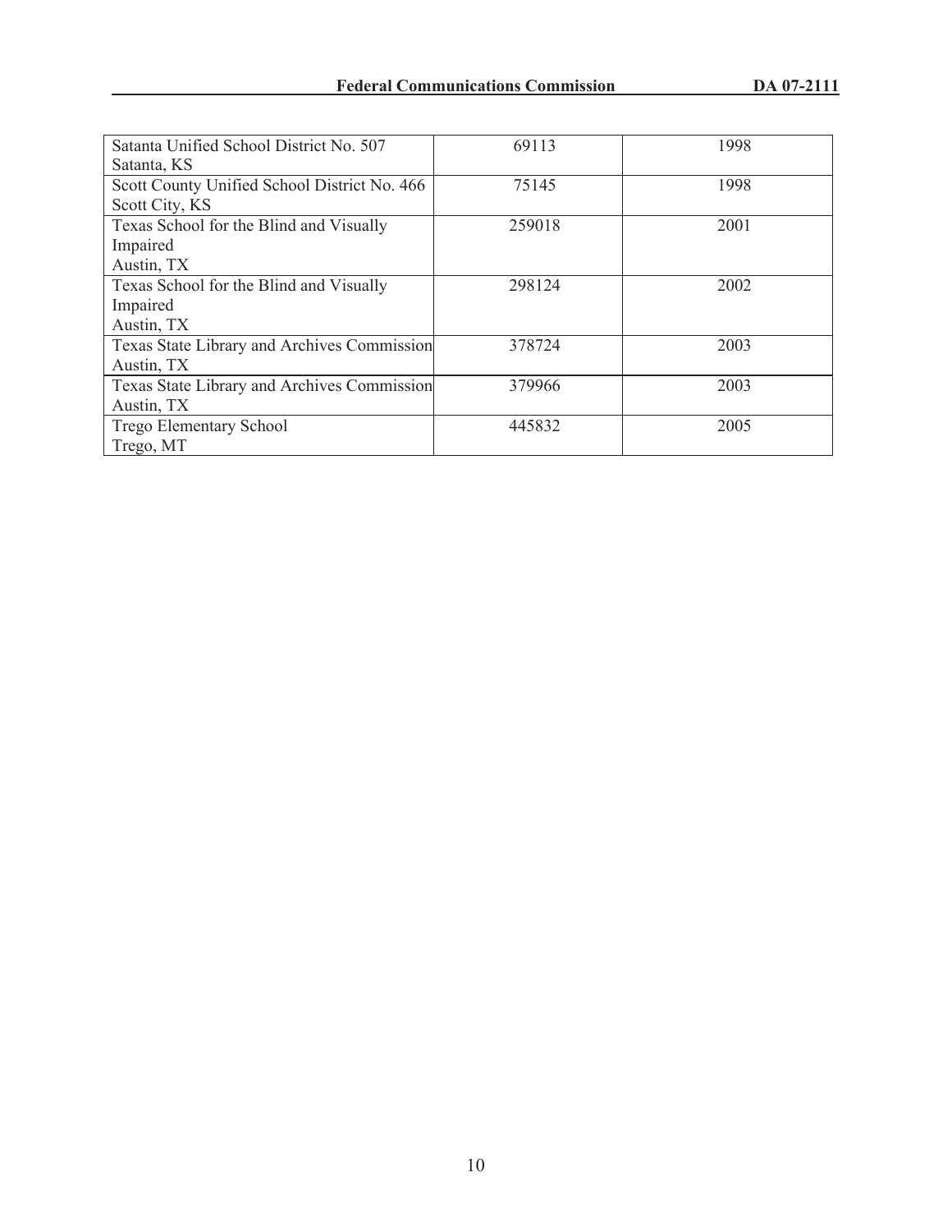| | | |
|---|---|---|
| Satanta Unified School District No. 507 Satanta, KS | 69113 | 1998 |
| Scott County Unified School District No. 466 Scott City, KS | 75145 | 1998 |
| Texas School for the Blind and Visually Impaired Austin, TX | 259018 | 2001 |
| Texas School for the Blind and Visually Impaired Austin, TX | 298124 | 2002 |
| Texas State Library and Archives Commission Austin, TX | 378724 | 2003 |
| Texas State Library and Archives Commission Austin, TX | 379966 | 2003 |
| Trego Elementary School Trego, MT | 445832 | 2005 |